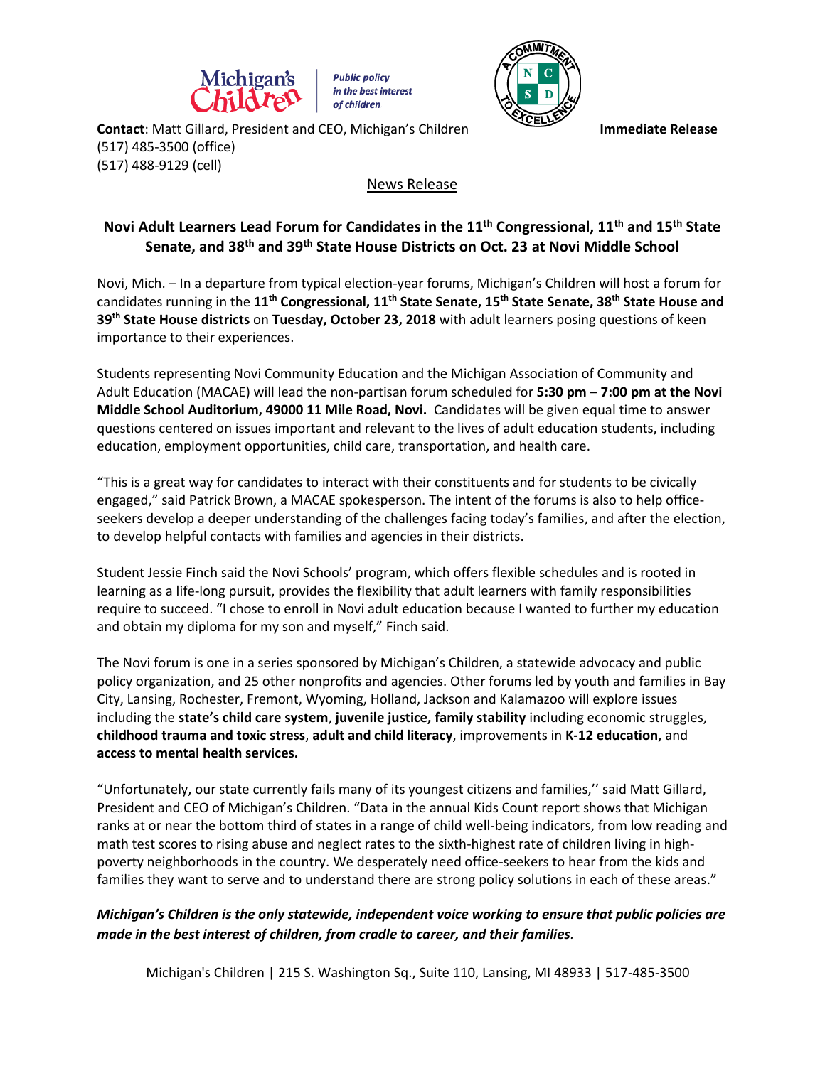Michigan's Children | Public policy in the best interest of children

A COMMITMENT TO EXCELLENCE — N C S D

**Contact**: Matt Gillard, President and CEO, Michigan's Children
(517) 485-3500 (office)
(517) 488-9129 (cell)

**Immediate Release**

News Release

## Novi Adult Learners Lead Forum for Candidates in the 11th Congressional, 11th and 15th State Senate, and 38th and 39th State House Districts on Oct. 23 at Novi Middle School

Novi, Mich. – In a departure from typical election-year forums, Michigan's Children will host a forum for candidates running in the **11th Congressional, 11th State Senate, 15th State Senate, 38th State House and 39th State House districts** on **Tuesday, October 23, 2018** with adult learners posing questions of keen importance to their experiences.

Students representing Novi Community Education and the Michigan Association of Community and Adult Education (MACAE) will lead the non-partisan forum scheduled for **5:30 pm – 7:00 pm at the Novi Middle School Auditorium, 49000 11 Mile Road, Novi.** Candidates will be given equal time to answer questions centered on issues important and relevant to the lives of adult education students, including education, employment opportunities, child care, transportation, and health care.

"This is a great way for candidates to interact with their constituents and for students to be civically engaged," said Patrick Brown, a MACAE spokesperson. The intent of the forums is also to help office-seekers develop a deeper understanding of the challenges facing today's families, and after the election, to develop helpful contacts with families and agencies in their districts.

Student Jessie Finch said the Novi Schools' program, which offers flexible schedules and is rooted in learning as a life-long pursuit, provides the flexibility that adult learners with family responsibilities require to succeed. "I chose to enroll in Novi adult education because I wanted to further my education and obtain my diploma for my son and myself," Finch said.

The Novi forum is one in a series sponsored by Michigan's Children, a statewide advocacy and public policy organization, and 25 other nonprofits and agencies. Other forums led by youth and families in Bay City, Lansing, Rochester, Fremont, Wyoming, Holland, Jackson and Kalamazoo will explore issues including the **state's child care system**, **juvenile justice, family stability** including economic struggles, **childhood trauma and toxic stress**, **adult and child literacy**, improvements in **K-12 education**, and **access to mental health services.**

"Unfortunately, our state currently fails many of its youngest citizens and families," said Matt Gillard, President and CEO of Michigan's Children. "Data in the annual Kids Count report shows that Michigan ranks at or near the bottom third of states in a range of child well-being indicators, from low reading and math test scores to rising abuse and neglect rates to the sixth-highest rate of children living in high-poverty neighborhoods in the country. We desperately need office-seekers to hear from the kids and families they want to serve and to understand there are strong policy solutions in each of these areas."

***Michigan's Children is the only statewide, independent voice working to ensure that public policies are made in the best interest of children, from cradle to career, and their families.***

Michigan's Children | 215 S. Washington Sq., Suite 110, Lansing, MI 48933 | 517-485-3500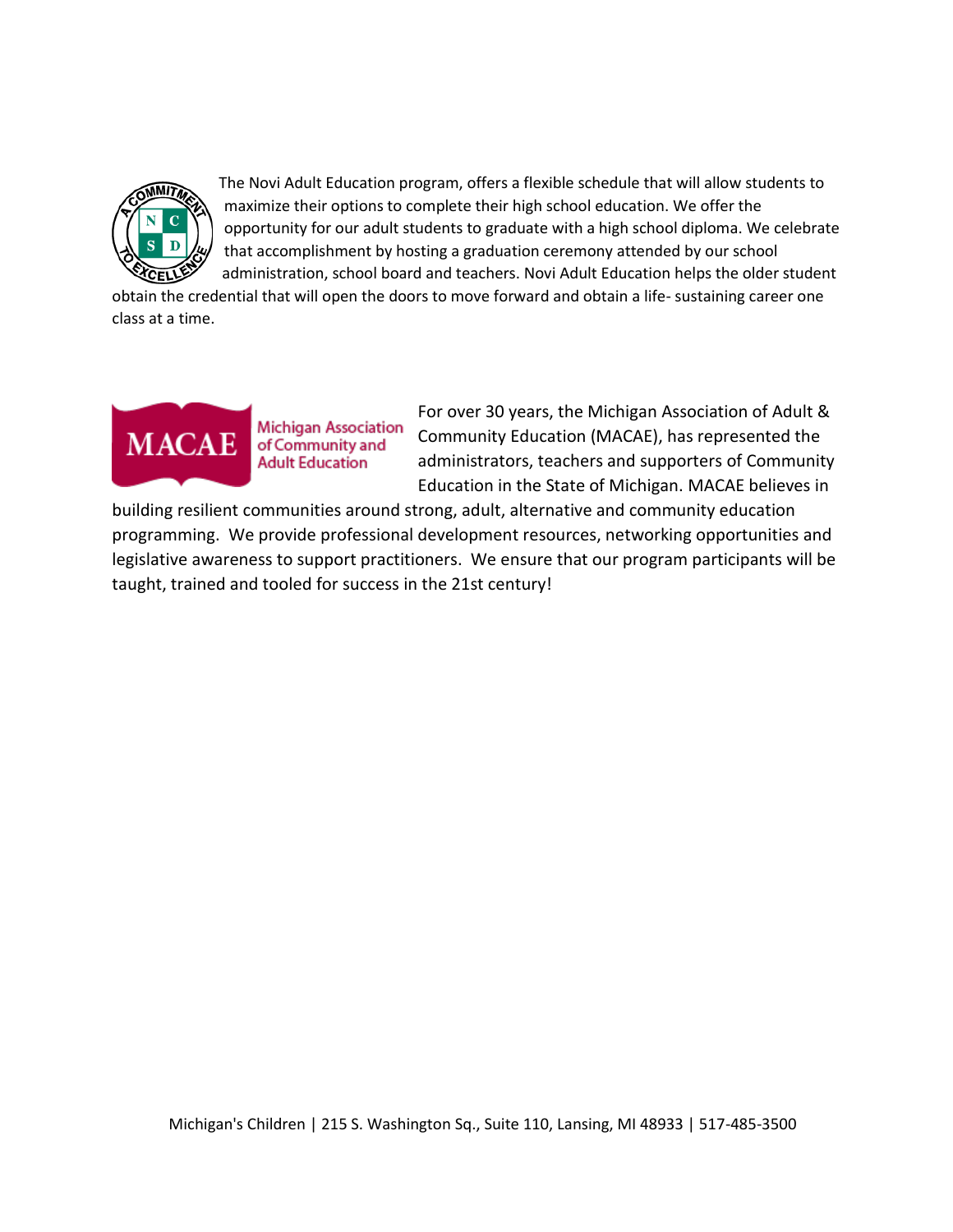The Novi Adult Education program, offers a flexible schedule that will allow students to maximize their options to complete their high school education. We offer the opportunity for our adult students to graduate with a high school diploma. We celebrate that accomplishment by hosting a graduation ceremony attended by our school administration, school board and teachers. Novi Adult Education helps the older student obtain the credential that will open the doors to move forward and obtain a life- sustaining career one class at a time.

For over 30 years, the Michigan Association of Adult & Community Education (MACAE), has represented the administrators, teachers and supporters of Community Education in the State of Michigan. MACAE believes in building resilient communities around strong, adult, alternative and community education programming. We provide professional development resources, networking opportunities and legislative awareness to support practitioners. We ensure that our program participants will be taught, trained and tooled for success in the 21st century!